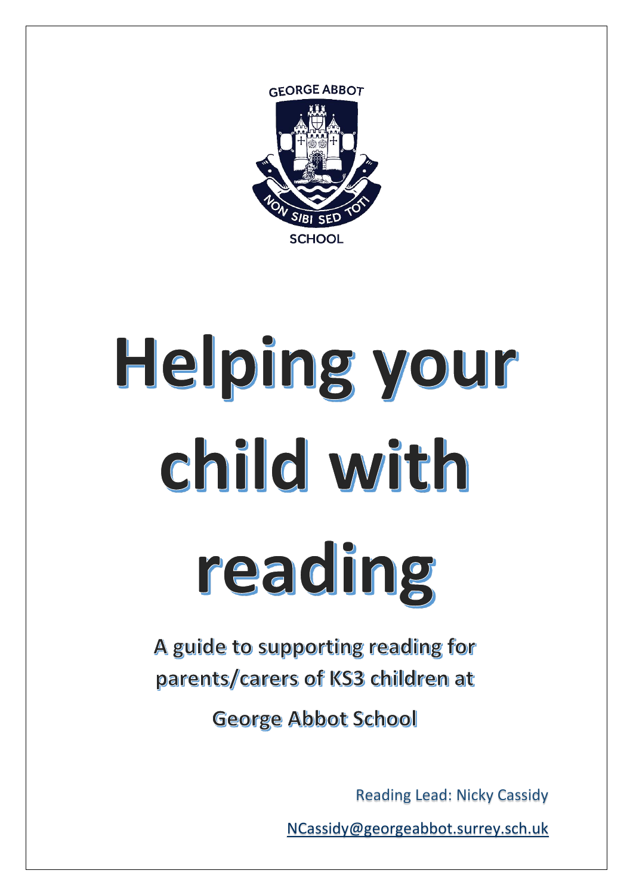GEORGE ABBOT

NON SIBI SED TOTI

SCHOOL

# Helping your child with reading

## A guide to supporting reading for parents/carers of KS3 children at George Abbot School

Reading Lead: Nicky Cassidy

NCassidy@georgeabbot.surrey.sch.uk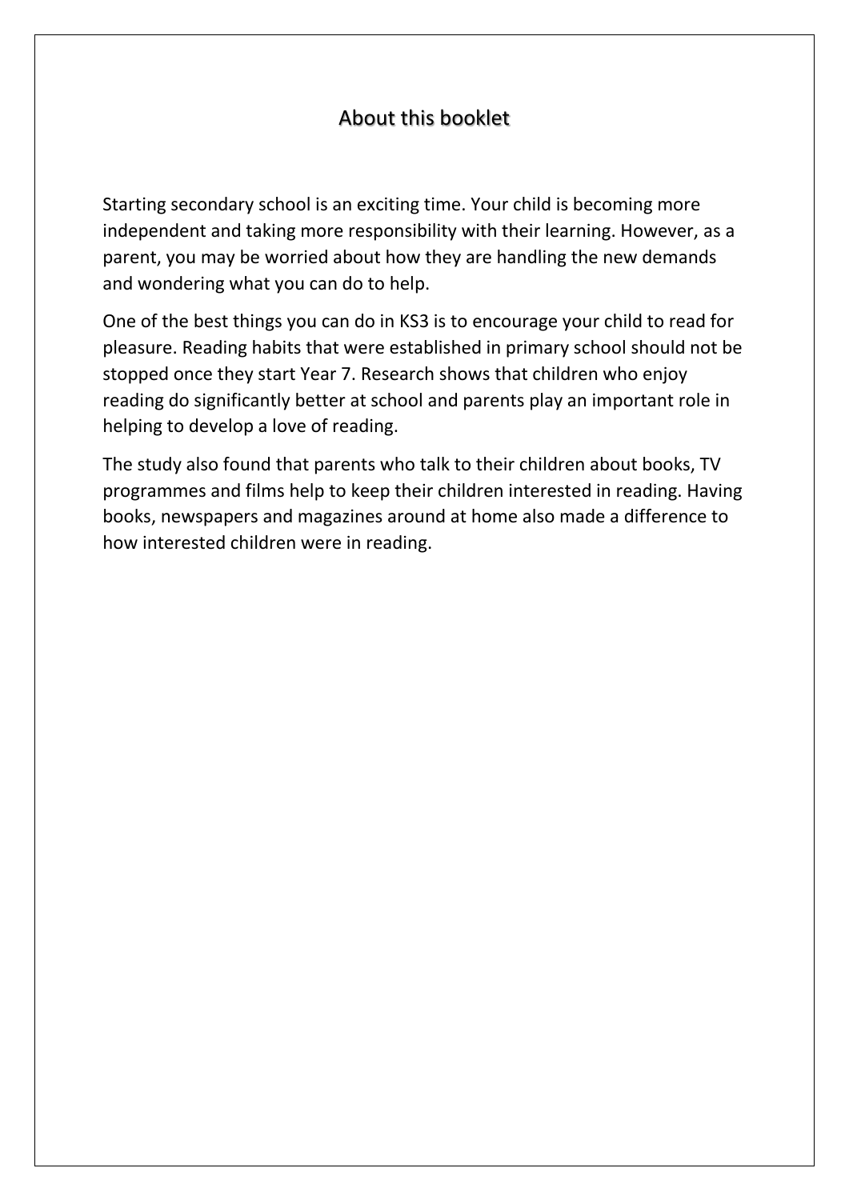# About this booklet

Starting secondary school is an exciting time. Your child is becoming more independent and taking more responsibility with their learning. However, as a parent, you may be worried about how they are handling the new demands and wondering what you can do to help.

One of the best things you can do in KS3 is to encourage your child to read for pleasure. Reading habits that were established in primary school should not be stopped once they start Year 7. Research shows that children who enjoy reading do significantly better at school and parents play an important role in helping to develop a love of reading.

The study also found that parents who talk to their children about books, TV programmes and films help to keep their children interested in reading. Having books, newspapers and magazines around at home also made a difference to how interested children were in reading.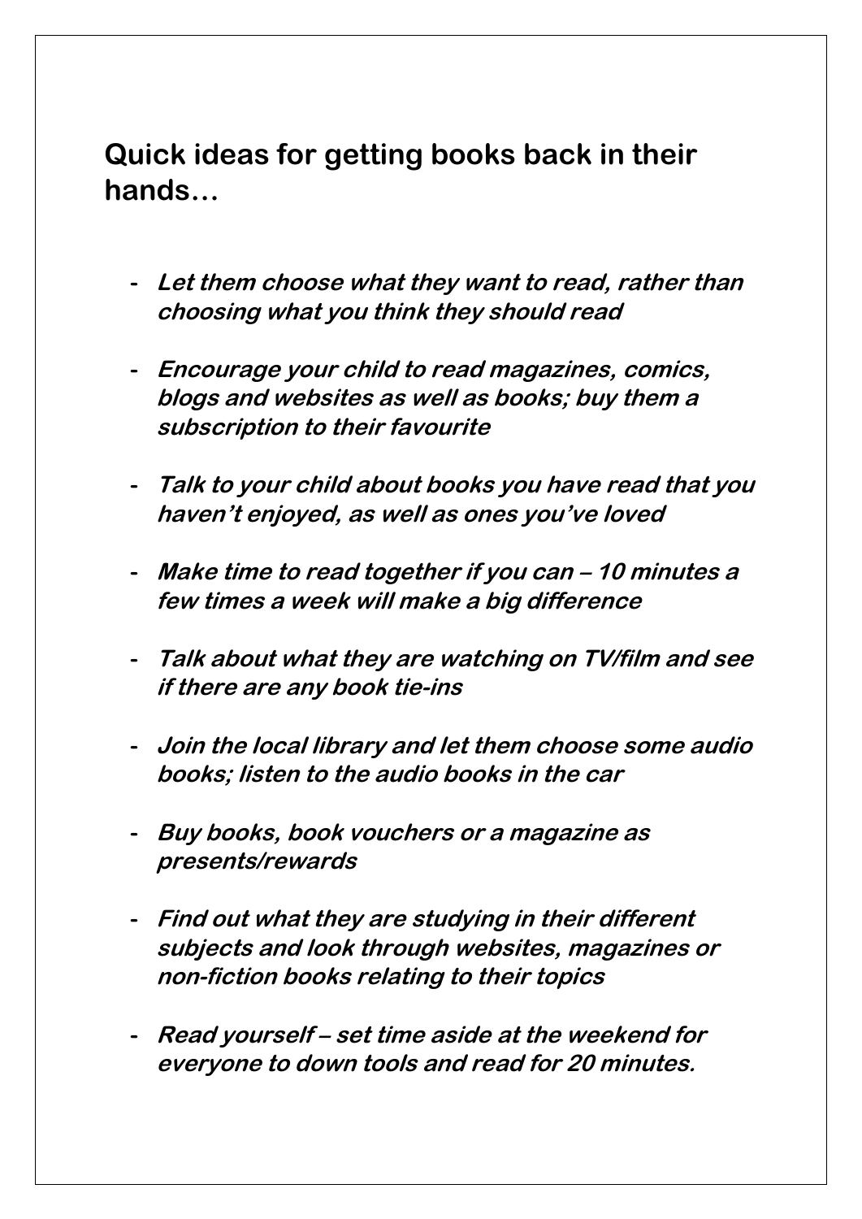## Quick ideas for getting books back in their hands…

- ***Let them choose what they want to read, rather than choosing what you think they should read***

- ***Encourage your child to read magazines, comics, blogs and websites as well as books; buy them a subscription to their favourite***

- ***Talk to your child about books you have read that you haven't enjoyed, as well as ones you've loved***

- ***Make time to read together if you can – 10 minutes a few times a week will make a big difference***

- ***Talk about what they are watching on TV/film and see if there are any book tie-ins***

- ***Join the local library and let them choose some audio books; listen to the audio books in the car***

- ***Buy books, book vouchers or a magazine as presents/rewards***

- ***Find out what they are studying in their different subjects and look through websites, magazines or non-fiction books relating to their topics***

- ***Read yourself – set time aside at the weekend for everyone to down tools and read for 20 minutes.***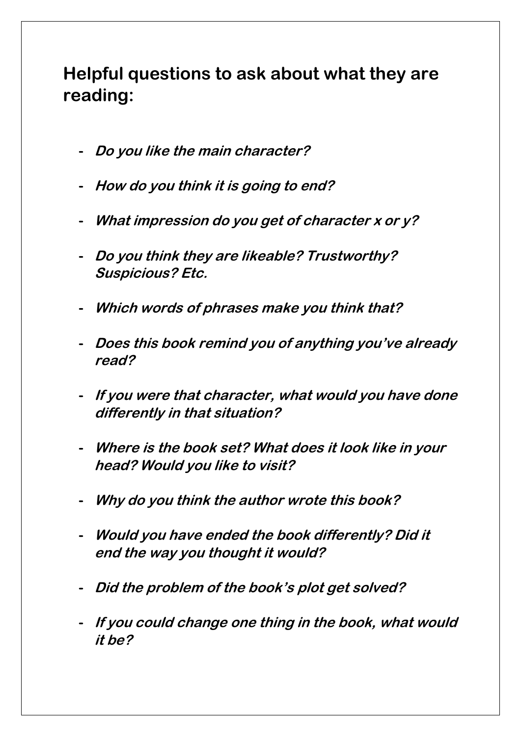## Helpful questions to ask about what they are reading:

- ***Do you like the main character?***
- ***How do you think it is going to end?***
- ***What impression do you get of character x or y?***
- ***Do you think they are likeable? Trustworthy? Suspicious? Etc.***
- ***Which words of phrases make you think that?***
- ***Does this book remind you of anything you've already read?***
- ***If you were that character, what would you have done differently in that situation?***
- ***Where is the book set? What does it look like in your head? Would you like to visit?***
- ***Why do you think the author wrote this book?***
- ***Would you have ended the book differently? Did it end the way you thought it would?***
- ***Did the problem of the book's plot get solved?***
- ***If you could change one thing in the book, what would it be?***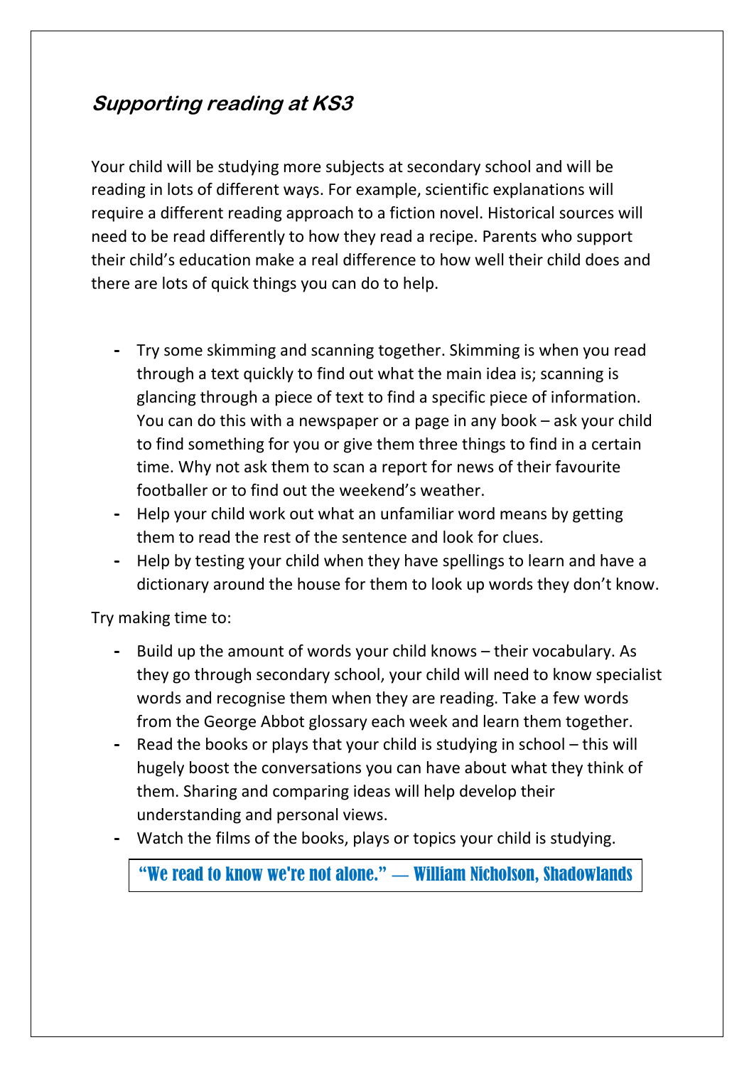## *Supporting reading at KS3*

Your child will be studying more subjects at secondary school and will be reading in lots of different ways. For example, scientific explanations will require a different reading approach to a fiction novel. Historical sources will need to be read differently to how they read a recipe. Parents who support their child's education make a real difference to how well their child does and there are lots of quick things you can do to help.

- Try some skimming and scanning together. Skimming is when you read through a text quickly to find out what the main idea is; scanning is glancing through a piece of text to find a specific piece of information. You can do this with a newspaper or a page in any book – ask your child to find something for you or give them three things to find in a certain time. Why not ask them to scan a report for news of their favourite footballer or to find out the weekend's weather.
- Help your child work out what an unfamiliar word means by getting them to read the rest of the sentence and look for clues.
- Help by testing your child when they have spellings to learn and have a dictionary around the house for them to look up words they don't know.

Try making time to:

- Build up the amount of words your child knows – their vocabulary. As they go through secondary school, your child will need to know specialist words and recognise them when they are reading. Take a few words from the George Abbot glossary each week and learn them together.
- Read the books or plays that your child is studying in school – this will hugely boost the conversations you can have about what they think of them. Sharing and comparing ideas will help develop their understanding and personal views.
- Watch the films of the books, plays or topics your child is studying.

**"We read to know we're not alone." — William Nicholson, Shadowlands**